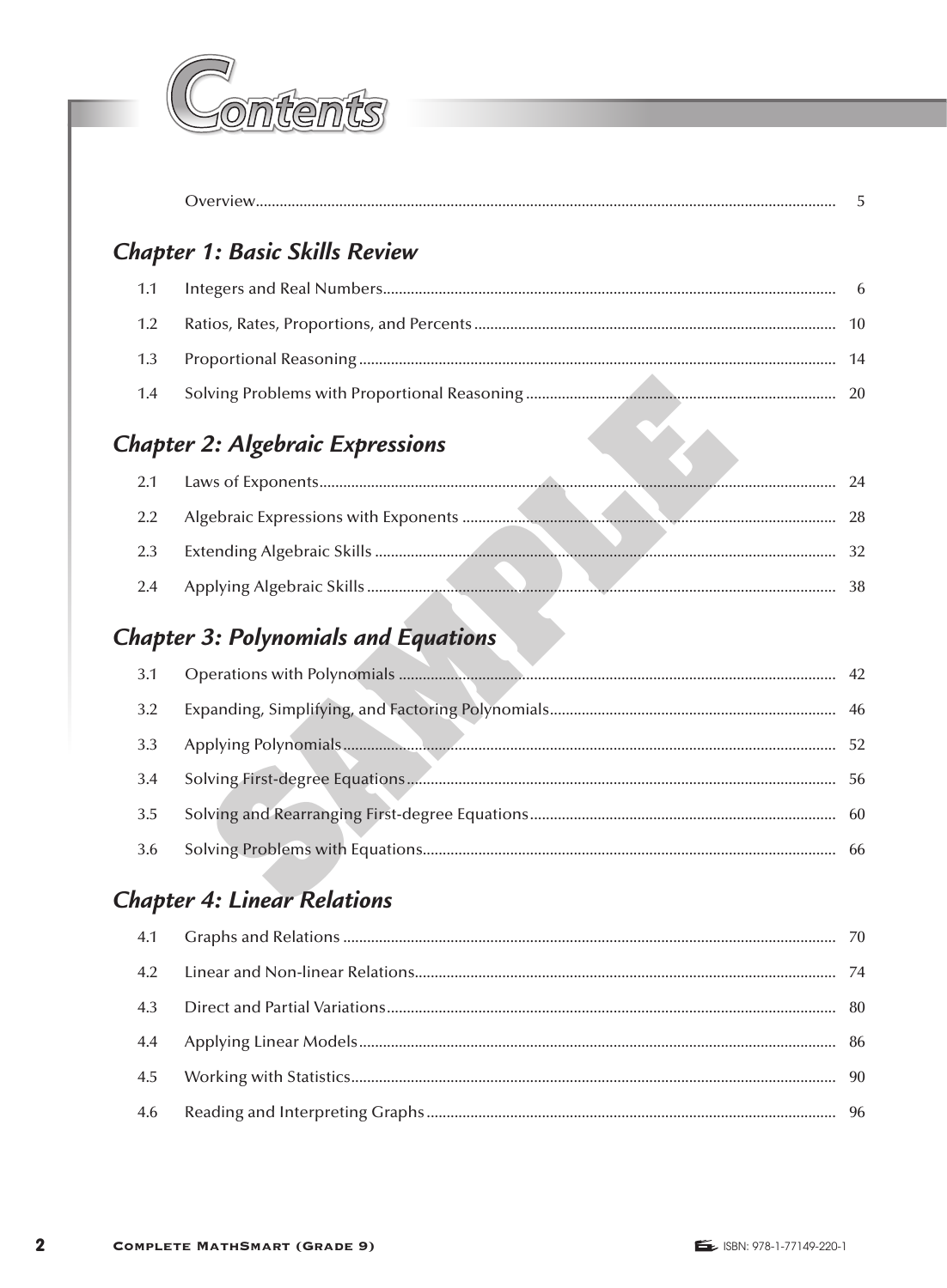# Contents

Overview ........ 5

## Chapter 1: Basic Skills Review

1.1 Integers and Real Numbers ........ 6

1.2 Ratios, Rates, Proportions, and Percents ........ 10

1.3 Proportional Reasoning ........ 14

1.4 Solving Problems with Proportional Reasoning ........ 20

## Chapter 2: Algebraic Expressions

2.1 Laws of Exponents ........ 24

2.2 Algebraic Expressions with Exponents ........ 28

2.3 Extending Algebraic Skills ........ 32

2.4 Applying Algebraic Skills ........ 38

## Chapter 3: Polynomials and Equations

3.1 Operations with Polynomials ........ 42

3.2 Expanding, Simplifying, and Factoring Polynomials ........ 46

3.3 Applying Polynomials ........ 52

3.4 Solving First-degree Equations ........ 56

3.5 Solving and Rearranging First-degree Equations ........ 60

3.6 Solving Problems with Equations ........ 66

## Chapter 4: Linear Relations

4.1 Graphs and Relations ........ 70

4.2 Linear and Non-linear Relations ........ 74

4.3 Direct and Partial Variations ........ 80

4.4 Applying Linear Models ........ 86

4.5 Working with Statistics ........ 90

4.6 Reading and Interpreting Graphs ........ 96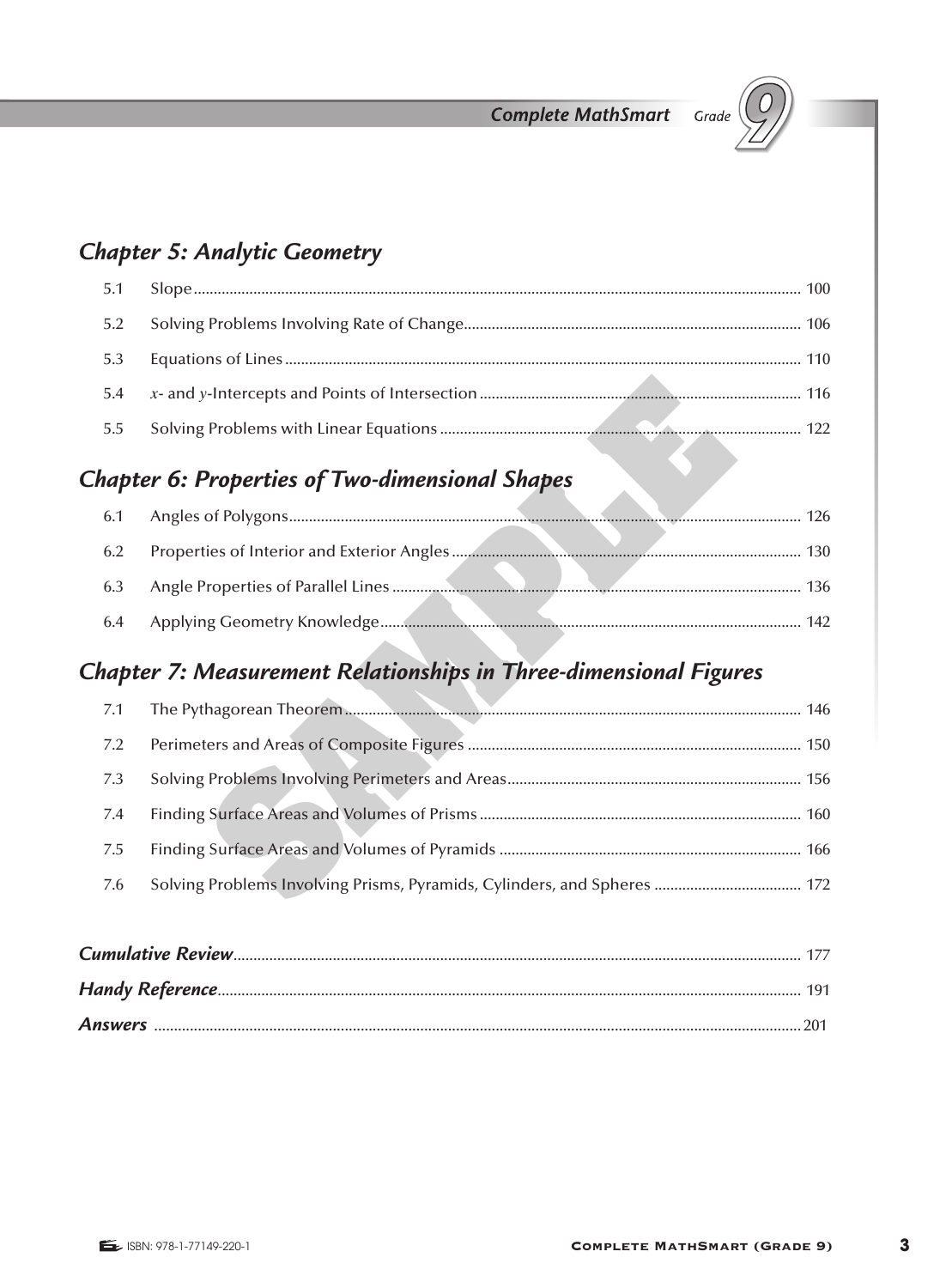## *Chapter 5: Analytic Geometry*

5.1 Slope ........ 100

5.2 Solving Problems Involving Rate of Change ........ 106

5.3 Equations of Lines ........ 110

5.4 $x$- and $y$-Intercepts and Points of Intersection ........ 116

5.5 Solving Problems with Linear Equations ........ 122

## *Chapter 6: Properties of Two-dimensional Shapes*

6.1 Angles of Polygons ........ 126

6.2 Properties of Interior and Exterior Angles ........ 130

6.3 Angle Properties of Parallel Lines ........ 136

6.4 Applying Geometry Knowledge ........ 142

## *Chapter 7: Measurement Relationships in Three-dimensional Figures*

7.1 The Pythagorean Theorem ........ 146

7.2 Perimeters and Areas of Composite Figures ........ 150

7.3 Solving Problems Involving Perimeters and Areas ........ 156

7.4 Finding Surface Areas and Volumes of Prisms ........ 160

7.5 Finding Surface Areas and Volumes of Pyramids ........ 166

7.6 Solving Problems Involving Prisms, Pyramids, Cylinders, and Spheres ........ 172

***Cumulative Review*** ........ 177

***Handy Reference*** ........ 191

***Answers*** ........ 201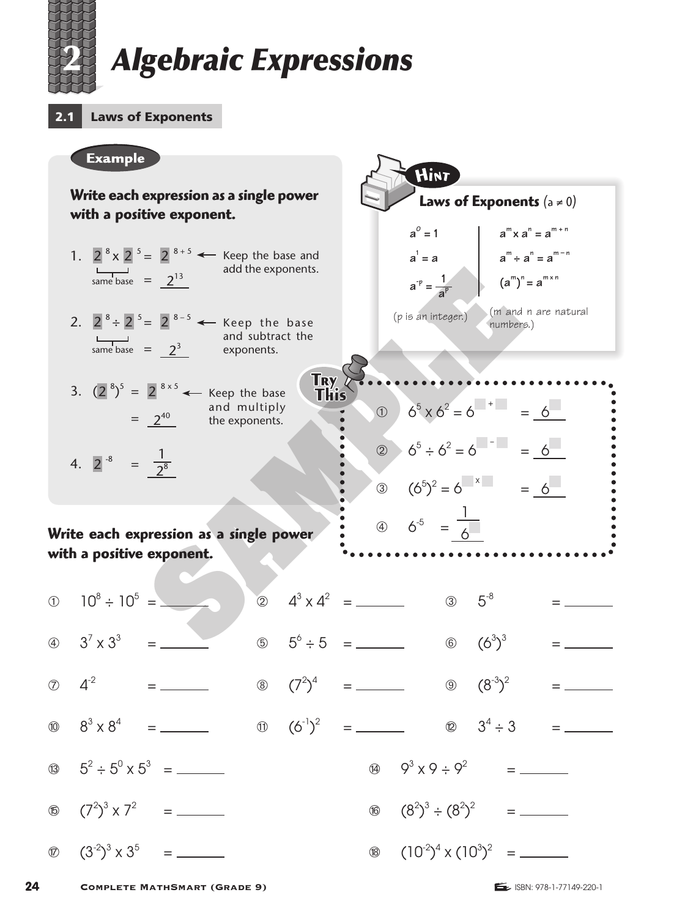# 2 Algebraic Expressions

## 2.1 Laws of Exponents

**Example**

**Write each expression as a single power with a positive exponent.**

1. $2^8 \times 2^5 = 2^{8+5}$ ← Keep the base and add the exponents.
   (same base) $= \underline{2^{13}}$

2. $2^8 \div 2^5 = 2^{8-5}$ ← Keep the base and subtract the exponents.
   (same base) $= \underline{2^3}$

3. $(2^8)^5 = 2^{8 \times 5}$ ← Keep the base and multiply the exponents.
   $= \underline{2^{40}}$

4. $2^{-8} = \dfrac{1}{2^8}$

**Hint**

**Laws of Exponents** ($a \neq 0$)

| | |
|---|---|
| $a^0 = 1$ | $a^m \times a^n = a^{m+n}$ |
| $a^1 = a$ | $a^m \div a^n = a^{m-n}$ |
| $a^{-p} = \dfrac{1}{a^p}$ | $(a^m)^n = a^{m \times n}$ |
| (p is an integer.) | (m and n are natural numbers.) |

**Try This**

① $6^5 \times 6^2 = 6^{\square + \square} = \underline{6^{\square}}$

② $6^5 \div 6^2 = 6^{\square - \square} = \underline{6^{\square}}$

③ $(6^5)^2 = 6^{\square \times \square} = \underline{6^{\square}}$

④ $6^{-5} = \dfrac{1}{6^{\square}}$

**Write each expression as a single power with a positive exponent.**

① $10^8 \div 10^5 =$ ______

② $4^3 \times 4^2 =$ ______

③ $5^{-8} =$ ______

④ $3^7 \times 3^3 =$ ______

⑤ $5^6 \div 5 =$ ______

⑥ $(6^3)^3 =$ ______

⑦ $4^{-2} =$ ______

⑧ $(7^2)^4 =$ ______

⑨ $(8^{-3})^2 =$ ______

⑩ $8^3 \times 8^4 =$ ______

⑪ $(6^{-1})^2 =$ ______

⑫ $3^4 \div 3 =$ ______

⑬ $5^2 \div 5^0 \times 5^3 =$ ______

⑭ $9^3 \times 9 \div 9^2 =$ ______

⑮ $(7^2)^3 \times 7^2 =$ ______

⑯ $(8^2)^3 \div (8^2)^2 =$ ______

⑰ $(3^{-2})^3 \times 3^5 =$ ______

⑱ $(10^{-2})^4 \times (10^3)^2 =$ ______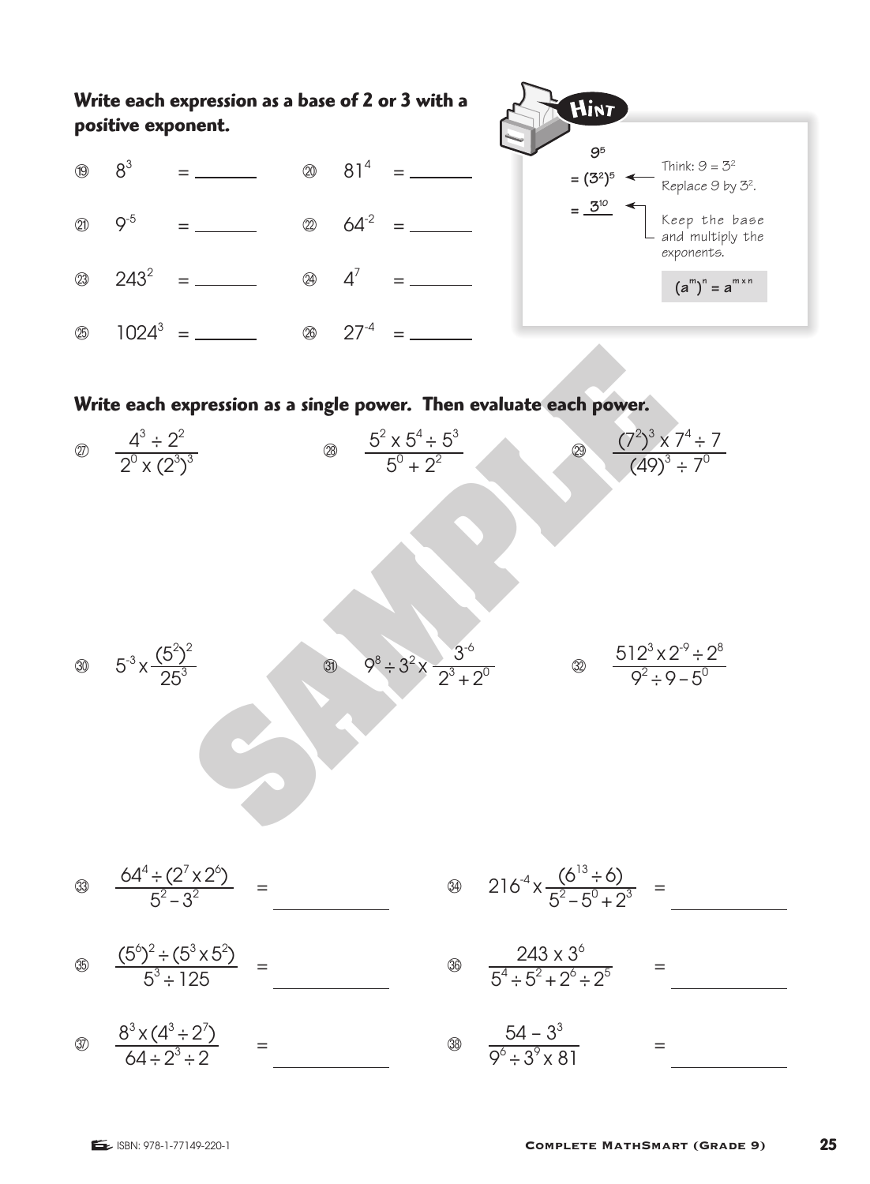**Write each expression as a base of 2 or 3 with a positive exponent.**

⑲ $8^3$ = ______

⑳ $81^4$ = ______

㉑ $9^{-5}$ = ______

㉒ $64^{-2}$ = ______

㉓ $243^2$ = ______

㉔ $4^7$ = ______

㉕ $1024^3$ = ______

㉖ $27^{-4}$ = ______

**Hint**

$9^5$

$= (3^2)^5$ ← Think: $9 = 3^2$. Replace 9 by $3^2$.

$= 3^{10}$ ← Keep the base and multiply the exponents.

$(a^m)^n = a^{m \times n}$

**Write each expression as a single power. Then evaluate each power.**

㉗ $\dfrac{4^3 \div 2^2}{2^0 \times (2^3)^3}$

㉘ $\dfrac{5^2 \times 5^4 \div 5^3}{5^0 + 2^2}$

㉙ $\dfrac{(7^2)^3 \times 7^4 \div 7}{(49)^3 \div 7^0}$

㉚ $5^{-3} \times \dfrac{(5^2)^2}{25^3}$

㉛ $9^8 \div 3^2 \times \dfrac{3^{-6}}{2^3 + 2^0}$

㉜ $\dfrac{512^3 \times 2^{-9} \div 2^8}{9^2 \div 9 - 5^0}$

㉝ $\dfrac{64^4 \div (2^7 \times 2^6)}{5^2 - 3^2}$ = ______

㉞ $216^{-4} \times \dfrac{(6^{13} \div 6)}{5^2 - 5^0 + 2^3}$ = ______

㉟ $\dfrac{(5^6)^2 \div (5^3 \times 5^2)}{5^3 \div 125}$ = ______

㊱ $\dfrac{243 \times 3^6}{5^4 \div 5^2 + 2^6 \div 2^5}$ = ______

㊲ $\dfrac{8^3 \times (4^3 \div 2^7)}{64 \div 2^3 \div 2}$ = ______

㊳ $\dfrac{54 - 3^3}{9^6 \div 3^9 \times 81}$ = ______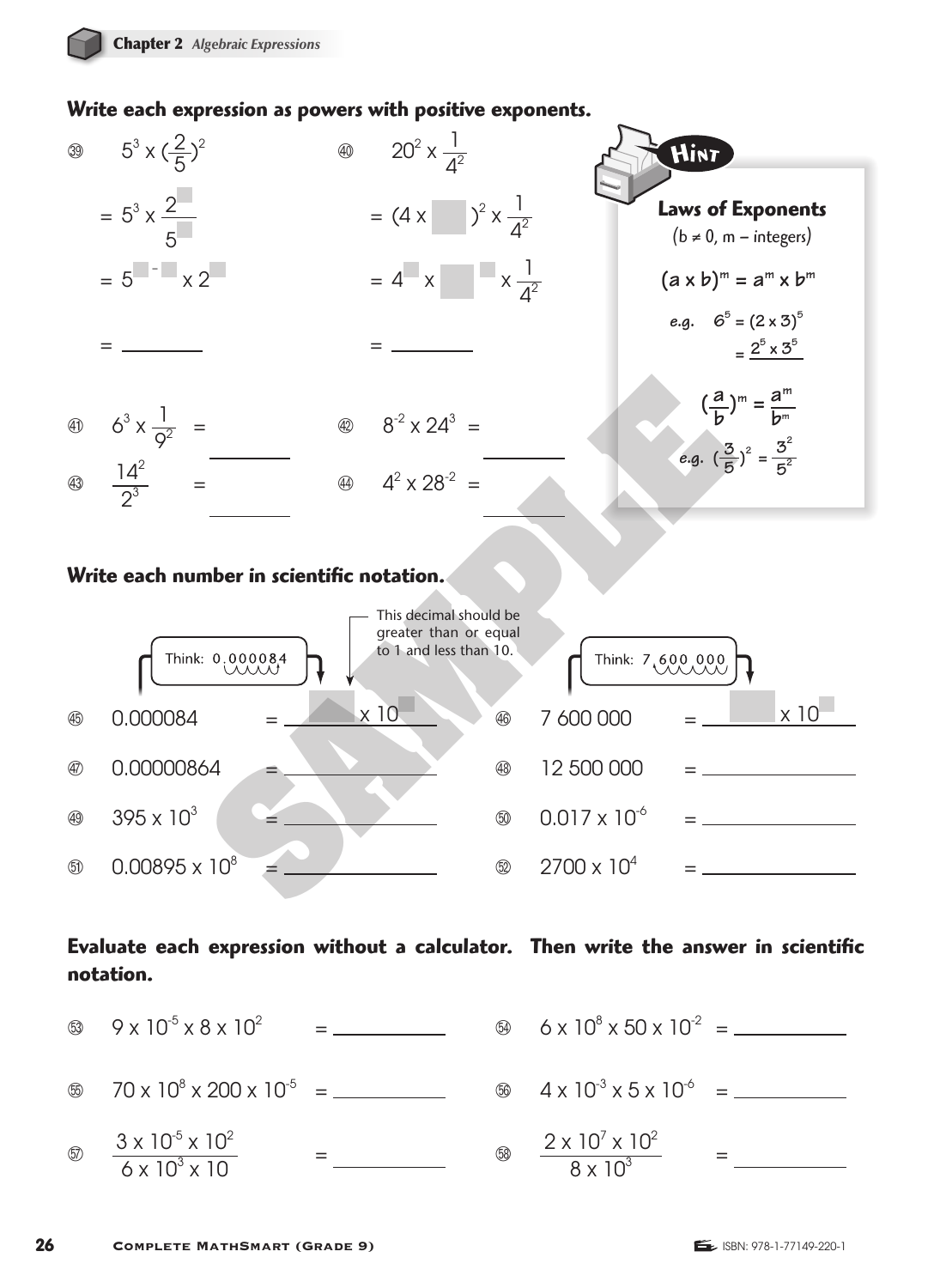## Write each expression as powers with positive exponents.

(39) $5^3 \times (\frac{2}{5})^2$

$= 5^3 \times \frac{2^{\square}}{5^{\square}}$

$= 5^{\square - \square} \times 2^{\square}$

$=$ ________

(40) $20^2 \times \frac{1}{4^2}$

$= (4 \times \square)^2 \times \frac{1}{4^2}$

$= 4^{\square} \times \square^{\square} \times \frac{1}{4^2}$

$=$ ________

**Hint**

**Laws of Exponents**

($b \neq 0$, m – integers)

$(a \times b)^m = a^m \times b^m$

e.g. $6^5 = (2 \times 3)^5$
$= 2^5 \times 3^5$

$(\frac{a}{b})^m = \frac{a^m}{b^m}$

e.g. $(\frac{3}{5})^2 = \frac{3^2}{5^2}$

(41) $6^3 \times \frac{1}{9^2} =$ ________

(42) $8^{-2} \times 24^3 =$ ________

(43) $\frac{14^2}{2^3} =$ ________

(44) $4^2 \times 28^{-2} =$ ________

## Write each number in scientific notation.

Think: 0.000084

This decimal should be greater than or equal to 1 and less than 10.

Think: 7 600 000

(45) 0.000084 = $\square \times 10^{\square}$

(46) 7 600 000 = $\square \times 10^{\square}$

(47) 0.00000864 = ________

(48) 12 500 000 = ________

(49) $395 \times 10^3$ = ________

(50) $0.017 \times 10^{-6}$ = ________

(51) $0.00895 \times 10^8$ = ________

(52) $2700 \times 10^4$ = ________

## Evaluate each expression without a calculator. Then write the answer in scientific notation.

(53) $9 \times 10^{-5} \times 8 \times 10^2$ = ________

(54) $6 \times 10^8 \times 50 \times 10^{-2}$ = ________

(55) $70 \times 10^8 \times 200 \times 10^{-5}$ = ________

(56) $4 \times 10^{-3} \times 5 \times 10^{-6}$ = ________

(57) $\frac{3 \times 10^{-5} \times 10^2}{6 \times 10^3 \times 10}$ = ________

(58) $\frac{2 \times 10^7 \times 10^2}{8 \times 10^3}$ = ________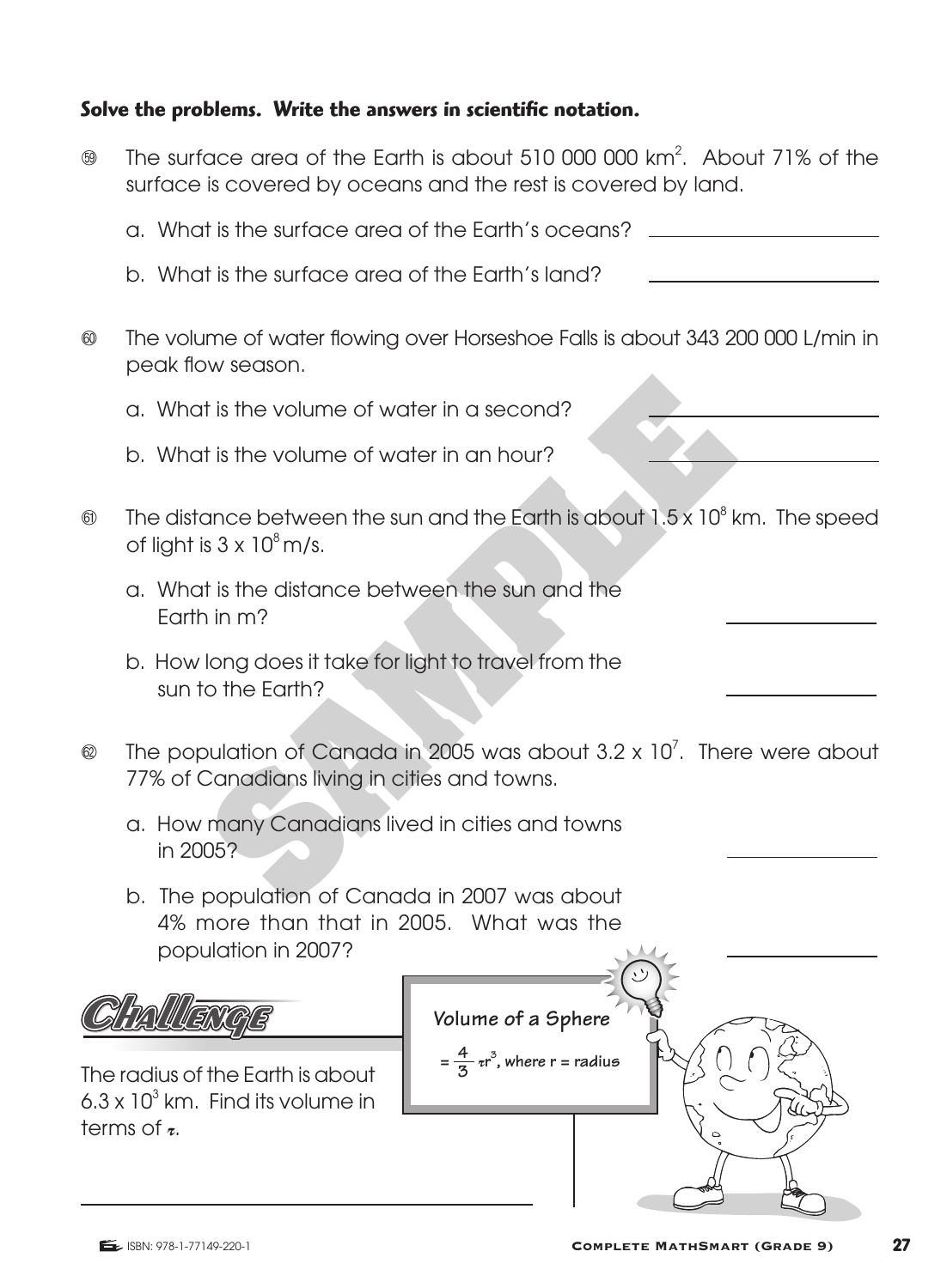**Solve the problems. Write the answers in scientific notation.**

59. The surface area of the Earth is about 510 000 000 $km^2$. About 71% of the surface is covered by oceans and the rest is covered by land.

    a. What is the surface area of the Earth's oceans? ______________

    b. What is the surface area of the Earth's land? ______________

60. The volume of water flowing over Horseshoe Falls is about 343 200 000 L/min in peak flow season.

    a. What is the volume of water in a second? ______________

    b. What is the volume of water in an hour? ______________

61. The distance between the sun and the Earth is about $1.5 \times 10^8$ km. The speed of light is $3 \times 10^8$ m/s.

    a. What is the distance between the sun and the Earth in m? ______________

    b. How long does it take for light to travel from the sun to the Earth? ______________

62. The population of Canada in 2005 was about $3.2 \times 10^7$. There were about 77% of Canadians living in cities and towns.

    a. How many Canadians lived in cities and towns in 2005? ______________

    b. The population of Canada in 2007 was about 4% more than that in 2005. What was the population in 2007? ______________

**Challenge**

The radius of the Earth is about $6.3 \times 10^3$ km. Find its volume in terms of $\pi$.

______________________________

**Volume of a Sphere**

$= \frac{4}{3}\pi r^3$, where r = radius

SAMPLE